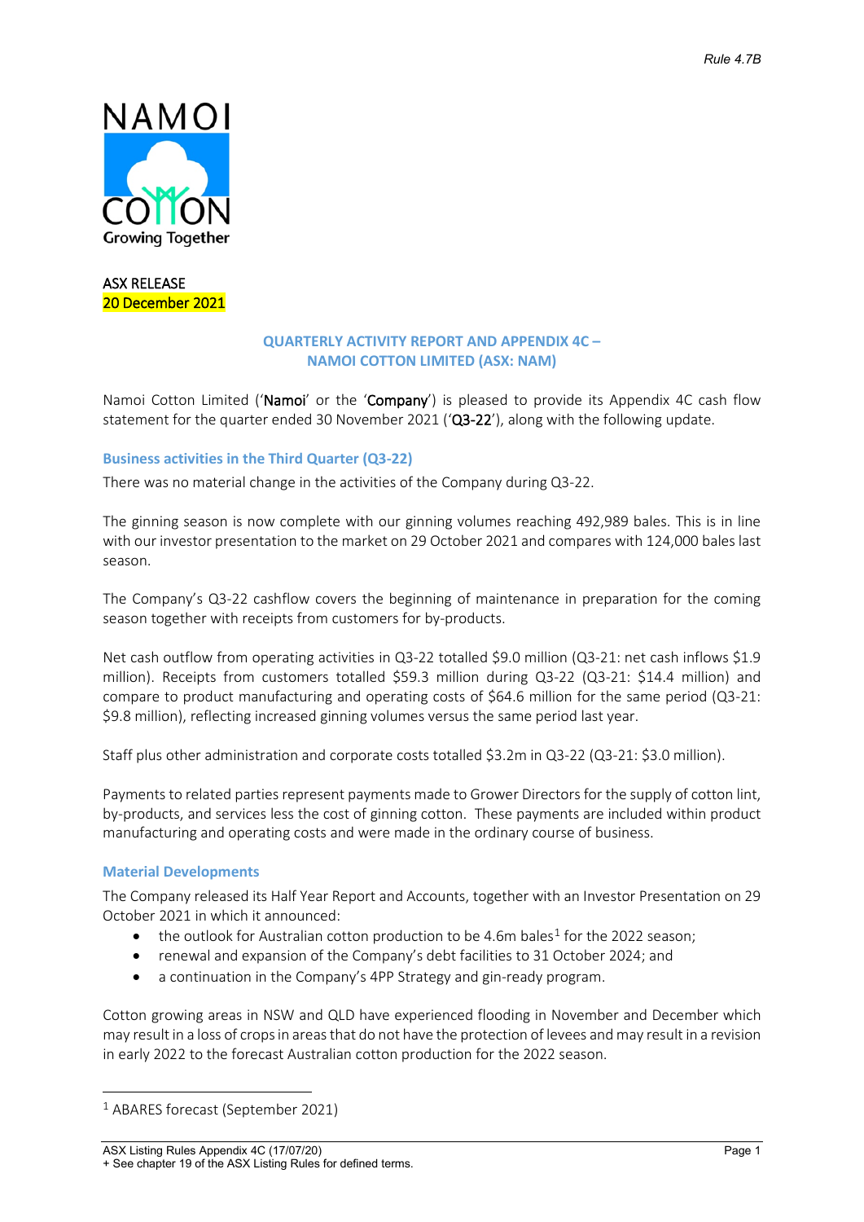Rule 4.7B

NAMOI COTTON
Growing Together

ASX RELEASE
20 December 2021

## QUARTERLY ACTIVITY REPORT AND APPENDIX 4C – NAMOI COTTON LIMITED (ASX: NAM)

Namoi Cotton Limited ('**Namoi**' or the '**Company**') is pleased to provide its Appendix 4C cash flow statement for the quarter ended 30 November 2021 ('**Q3-22**'), along with the following update.

### Business activities in the Third Quarter (Q3-22)

There was no material change in the activities of the Company during Q3-22.

The ginning season is now complete with our ginning volumes reaching 492,989 bales. This is in line with our investor presentation to the market on 29 October 2021 and compares with 124,000 bales last season.

The Company's Q3-22 cashflow covers the beginning of maintenance in preparation for the coming season together with receipts from customers for by-products.

Net cash outflow from operating activities in Q3-22 totalled $9.0 million (Q3-21: net cash inflows $1.9 million). Receipts from customers totalled $59.3 million during Q3-22 (Q3-21: $14.4 million) and compare to product manufacturing and operating costs of $64.6 million for the same period (Q3-21: $9.8 million), reflecting increased ginning volumes versus the same period last year.

Staff plus other administration and corporate costs totalled $3.2m in Q3-22 (Q3-21: $3.0 million).

Payments to related parties represent payments made to Grower Directors for the supply of cotton lint, by-products, and services less the cost of ginning cotton. These payments are included within product manufacturing and operating costs and were made in the ordinary course of business.

### Material Developments

The Company released its Half Year Report and Accounts, together with an Investor Presentation on 29 October 2021 in which it announced:

- the outlook for Australian cotton production to be 4.6m bales[1] for the 2022 season;
- renewal and expansion of the Company's debt facilities to 31 October 2024; and
- a continuation in the Company's 4PP Strategy and gin-ready program.

Cotton growing areas in NSW and QLD have experienced flooding in November and December which may result in a loss of crops in areas that do not have the protection of levees and may result in a revision in early 2022 to the forecast Australian cotton production for the 2022 season.

[1] ABARES forecast (September 2021)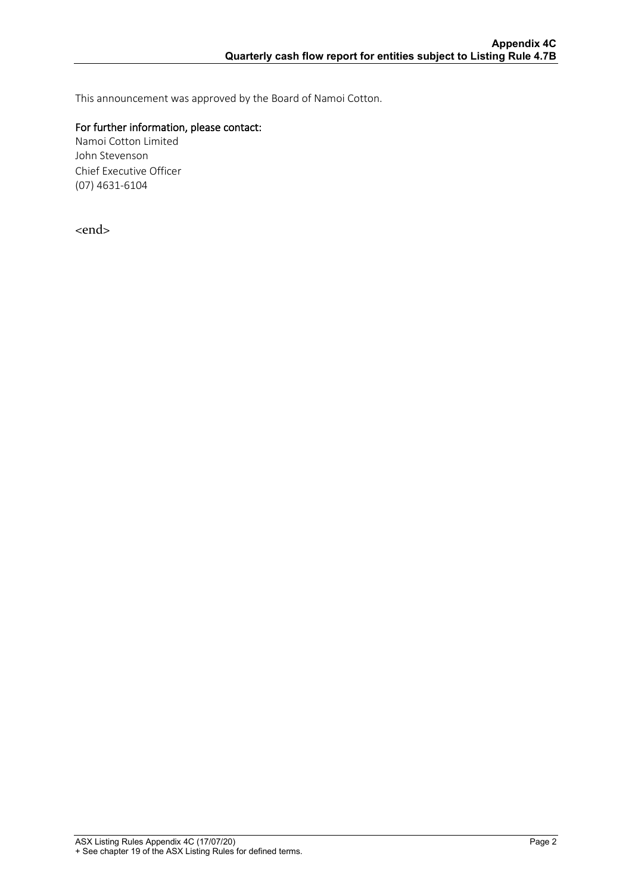This announcement was approved by the Board of Namoi Cotton.

**For further information, please contact:**

Namoi Cotton Limited
John Stevenson
Chief Executive Officer
(07) 4631-6104

<end>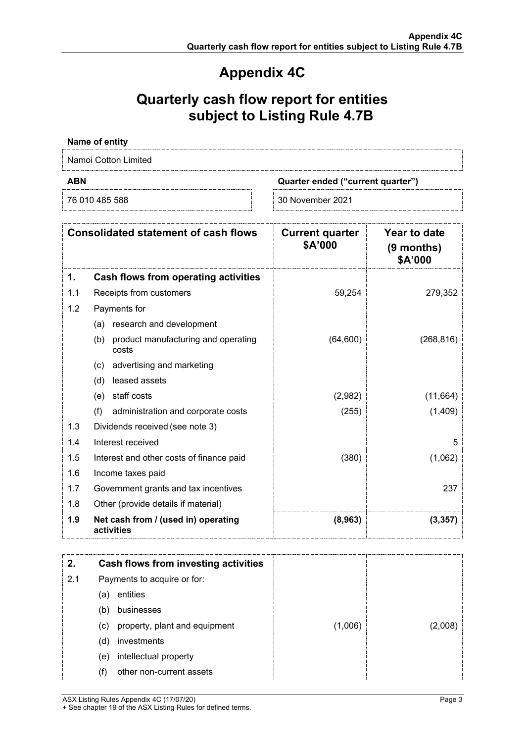# Appendix 4C

# Quarterly cash flow report for entities subject to Listing Rule 4.7B

**Name of entity**

Namoi Cotton Limited

| **ABN** | **Quarter ended ("current quarter")** |
|---|---|
| 76 010 485 588 | 30 November 2021 |

| | **Consolidated statement of cash flows** | **Current quarter $A'000** | **Year to date (9 months) $A'000** |
|---|---|---|---|
| **1.** | **Cash flows from operating activities** | | |
| 1.1 | Receipts from customers | 59,254 | 279,352 |
| 1.2 | Payments for | | |
| | (a) research and development | | |
| | (b) product manufacturing and operating costs | (64,600) | (268,816) |
| | (c) advertising and marketing | | |
| | (d) leased assets | | |
| | (e) staff costs | (2,982) | (11,664) |
| | (f) administration and corporate costs | (255) | (1,409) |
| 1.3 | Dividends received (see note 3) | | |
| 1.4 | Interest received | | 5 |
| 1.5 | Interest and other costs of finance paid | (380) | (1,062) |
| 1.6 | Income taxes paid | | |
| 1.7 | Government grants and tax incentives | | 237 |
| 1.8 | Other (provide details if material) | | |
| **1.9** | **Net cash from / (used in) operating activities** | **(8,963)** | **(3,357)** |

| | | | |
|---|---|---|---|
| **2.** | **Cash flows from investing activities** | | |
| 2.1 | Payments to acquire or for: | | |
| | (a) entities | | |
| | (b) businesses | | |
| | (c) property, plant and equipment | (1,006) | (2,008) |
| | (d) investments | | |
| | (e) intellectual property | | |
| | (f) other non-current assets | | |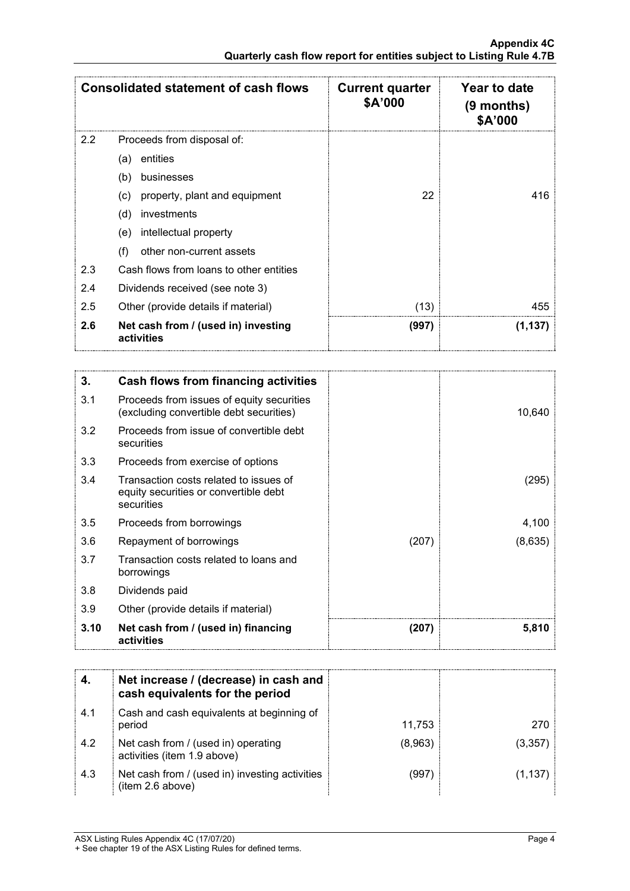| Consolidated statement of cash flows | | Current quarter $A'000 | Year to date (9 months) $A'000 |
|---|---|---|---|
| 2.2 | Proceeds from disposal of: | | |
| | (a) entities | | |
| | (b) businesses | | |
| | (c) property, plant and equipment | 22 | 416 |
| | (d) investments | | |
| | (e) intellectual property | | |
| | (f) other non-current assets | | |
| 2.3 | Cash flows from loans to other entities | | |
| 2.4 | Dividends received (see note 3) | | |
| 2.5 | Other (provide details if material) | (13) | 455 |
| **2.6** | **Net cash from / (used in) investing activities** | **(997)** | **(1,137)** |

| **3.** | **Cash flows from financing activities** | | |
|---|---|---|---|
| 3.1 | Proceeds from issues of equity securities (excluding convertible debt securities) | | 10,640 |
| 3.2 | Proceeds from issue of convertible debt securities | | |
| 3.3 | Proceeds from exercise of options | | |
| 3.4 | Transaction costs related to issues of equity securities or convertible debt securities | | (295) |
| 3.5 | Proceeds from borrowings | | 4,100 |
| 3.6 | Repayment of borrowings | (207) | (8,635) |
| 3.7 | Transaction costs related to loans and borrowings | | |
| 3.8 | Dividends paid | | |
| 3.9 | Other (provide details if material) | | |
| **3.10** | **Net cash from / (used in) financing activities** | **(207)** | **5,810** |

| **4.** | **Net increase / (decrease) in cash and cash equivalents for the period** | | |
|---|---|---|---|
| 4.1 | Cash and cash equivalents at beginning of period | 11,753 | 270 |
| 4.2 | Net cash from / (used in) operating activities (item 1.9 above) | (8,963) | (3,357) |
| 4.3 | Net cash from / (used in) investing activities (item 2.6 above) | (997) | (1,137) |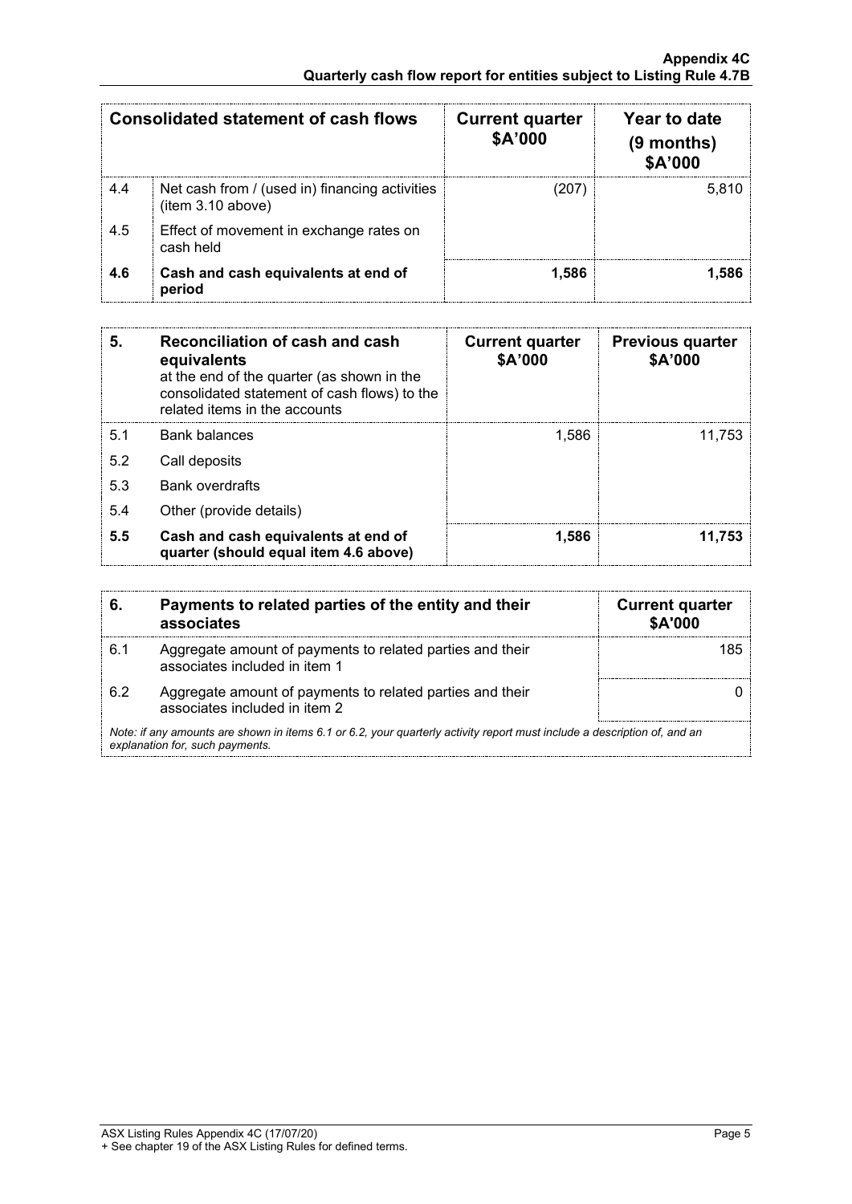| Consolidated statement of cash flows | | Current quarter \$A'000 | Year to date (9 months) \$A'000 |
|---|---|---|---|
| 4.4 | Net cash from / (used in) financing activities (item 3.10 above) | (207) | 5,810 |
| 4.5 | Effect of movement in exchange rates on cash held | | |
| **4.6** | **Cash and cash equivalents at end of period** | **1,586** | **1,586** |

| **5.** | **Reconciliation of cash and cash equivalents** at the end of the quarter (as shown in the consolidated statement of cash flows) to the related items in the accounts | **Current quarter \$A'000** | **Previous quarter \$A'000** |
|---|---|---|---|
| 5.1 | Bank balances | 1,586 | 11,753 |
| 5.2 | Call deposits | | |
| 5.3 | Bank overdrafts | | |
| 5.4 | Other (provide details) | | |
| **5.5** | **Cash and cash equivalents at end of quarter (should equal item 4.6 above)** | **1,586** | **11,753** |

| **6.** | **Payments to related parties of the entity and their associates** | **Current quarter \$A'000** |
|---|---|---|
| 6.1 | Aggregate amount of payments to related parties and their associates included in item 1 | 185 |
| 6.2 | Aggregate amount of payments to related parties and their associates included in item 2 | 0 |

*Note: if any amounts are shown in items 6.1 or 6.2, your quarterly activity report must include a description of, and an explanation for, such payments.*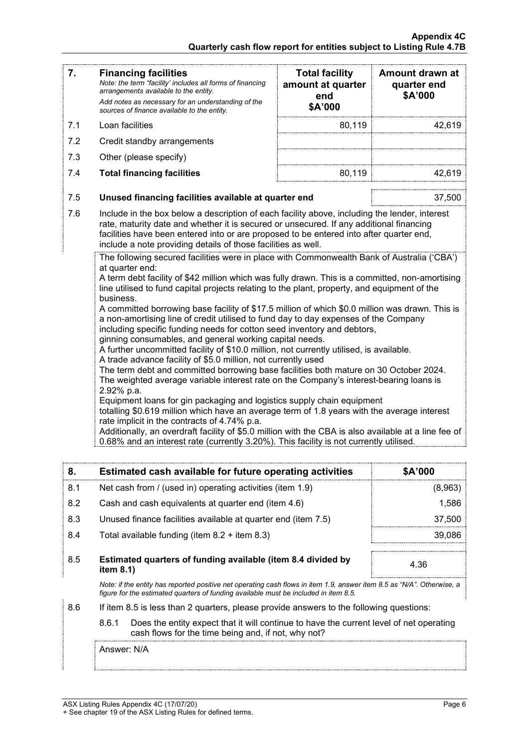| 7. | **Financing facilities**<br>*Note: the term "facility' includes all forms of financing arrangements available to the entity.*<br>*Add notes as necessary for an understanding of the sources of finance available to the entity.* | **Total facility amount at quarter end**<br>**\$A'000** | **Amount drawn at quarter end**<br>**\$A'000** |
|---|---|---|---|
| 7.1 | Loan facilities | 80,119 | 42,619 |
| 7.2 | Credit standby arrangements | | |
| 7.3 | Other (please specify) | | |
| 7.4 | **Total financing facilities** | 80,119 | 42,619 |

| | | |
|---|---|---|
| 7.5 | **Unused financing facilities available at quarter end** | 37,500 |

7.6 Include in the box below a description of each facility above, including the lender, interest rate, maturity date and whether it is secured or unsecured. If any additional financing facilities have been entered into or are proposed to be entered into after quarter end, include a note providing details of those facilities as well.

The following secured facilities were in place with Commonwealth Bank of Australia ('CBA') at quarter end:

A term debt facility of $42 million which was fully drawn. This is a committed, non-amortising line utilised to fund capital projects relating to the plant, property, and equipment of the business.

A committed borrowing base facility of $17.5 million of which $0.0 million was drawn. This is a non-amortising line of credit utilised to fund day to day expenses of the Company including specific funding needs for cotton seed inventory and debtors, ginning consumables, and general working capital needs.

A further uncommitted facility of $10.0 million, not currently utilised, is available.

A trade advance facility of $5.0 million, not currently used

The term debt and committed borrowing base facilities both mature on 30 October 2024.

The weighted average variable interest rate on the Company's interest-bearing loans is 2.92% p.a.

Equipment loans for gin packaging and logistics supply chain equipment totalling $0.619 million which have an average term of 1.8 years with the average interest rate implicit in the contracts of 4.74% p.a.

Additionally, an overdraft facility of $5.0 million with the CBA is also available at a line fee of 0.68% and an interest rate (currently 3.20%). This facility is not currently utilised.

| 8. | **Estimated cash available for future operating activities** | **\$A'000** |
|---|---|---|
| 8.1 | Net cash from / (used in) operating activities (item 1.9) | (8,963) |
| 8.2 | Cash and cash equivalents at quarter end (item 4.6) | 1,586 |
| 8.3 | Unused finance facilities available at quarter end (item 7.5) | 37,500 |
| 8.4 | Total available funding (item 8.2 + item 8.3) | 39,086 |
| 8.5 | **Estimated quarters of funding available (item 8.4 divided by item 8.1)** | 4.36 |

*Note: if the entity has reported positive net operating cash flows in item 1.9, answer item 8.5 as "N/A". Otherwise, a figure for the estimated quarters of funding available must be included in item 8.5.*

8.6 If item 8.5 is less than 2 quarters, please provide answers to the following questions:

8.6.1 Does the entity expect that it will continue to have the current level of net operating cash flows for the time being and, if not, why not?

Answer: N/A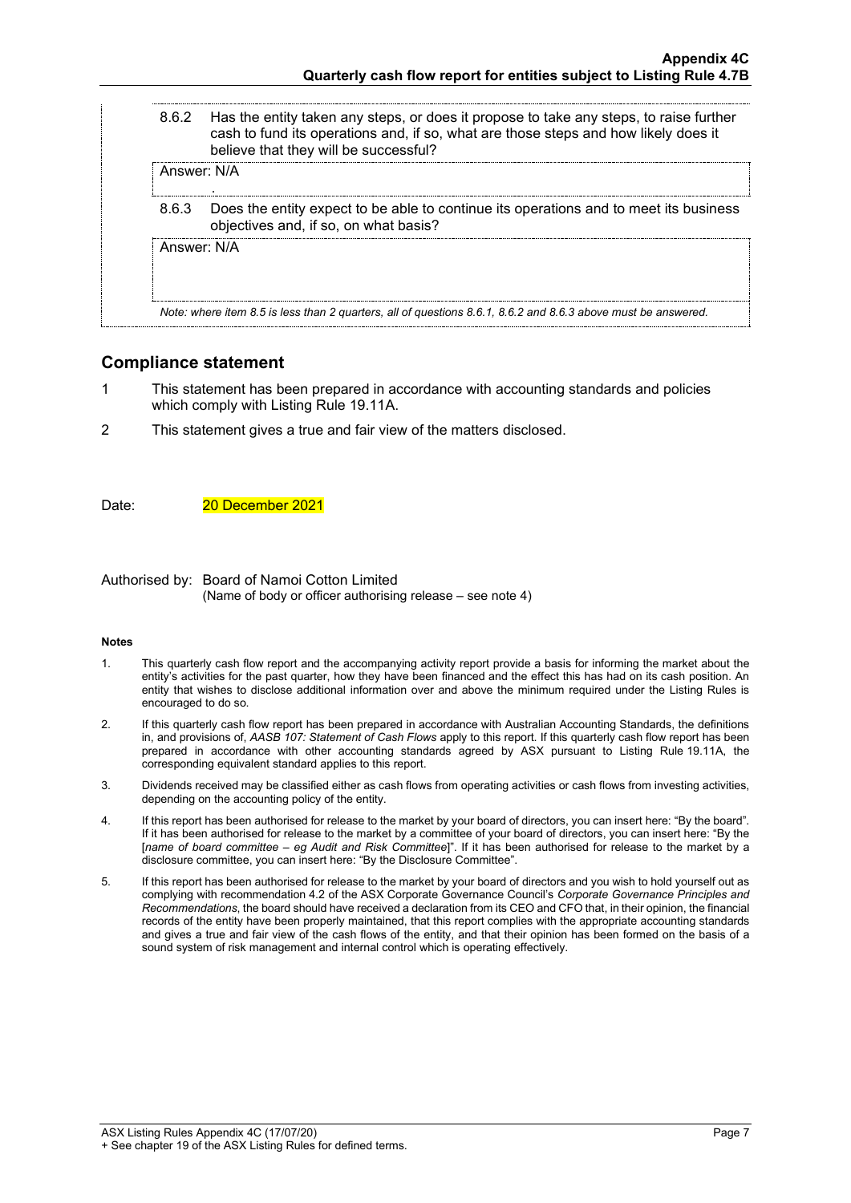8.6.2 Has the entity taken any steps, or does it propose to take any steps, to raise further cash to fund its operations and, if so, what are those steps and how likely does it believe that they will be successful?

Answer: N/A

.

8.6.3 Does the entity expect to be able to continue its operations and to meet its business objectives and, if so, on what basis?

Answer: N/A

*Note: where item 8.5 is less than 2 quarters, all of questions 8.6.1, 8.6.2 and 8.6.3 above must be answered.*

## Compliance statement

1 This statement has been prepared in accordance with accounting standards and policies which comply with Listing Rule 19.11A.

2 This statement gives a true and fair view of the matters disclosed.

Date: 20 December 2021

Authorised by: Board of Namoi Cotton Limited
(Name of body or officer authorising release – see note 4)

**Notes**

1. This quarterly cash flow report and the accompanying activity report provide a basis for informing the market about the entity's activities for the past quarter, how they have been financed and the effect this has had on its cash position. An entity that wishes to disclose additional information over and above the minimum required under the Listing Rules is encouraged to do so.
2. If this quarterly cash flow report has been prepared in accordance with Australian Accounting Standards, the definitions in, and provisions of, *AASB 107: Statement of Cash Flows* apply to this report. If this quarterly cash flow report has been prepared in accordance with other accounting standards agreed by ASX pursuant to Listing Rule 19.11A, the corresponding equivalent standard applies to this report.
3. Dividends received may be classified either as cash flows from operating activities or cash flows from investing activities, depending on the accounting policy of the entity.
4. If this report has been authorised for release to the market by your board of directors, you can insert here: "By the board". If it has been authorised for release to the market by a committee of your board of directors, you can insert here: "By the [*name of board committee – eg Audit and Risk Committee*]". If it has been authorised for release to the market by a disclosure committee, you can insert here: "By the Disclosure Committee".
5. If this report has been authorised for release to the market by your board of directors and you wish to hold yourself out as complying with recommendation 4.2 of the ASX Corporate Governance Council's *Corporate Governance Principles and Recommendations*, the board should have received a declaration from its CEO and CFO that, in their opinion, the financial records of the entity have been properly maintained, that this report complies with the appropriate accounting standards and gives a true and fair view of the cash flows of the entity, and that their opinion has been formed on the basis of a sound system of risk management and internal control which is operating effectively.